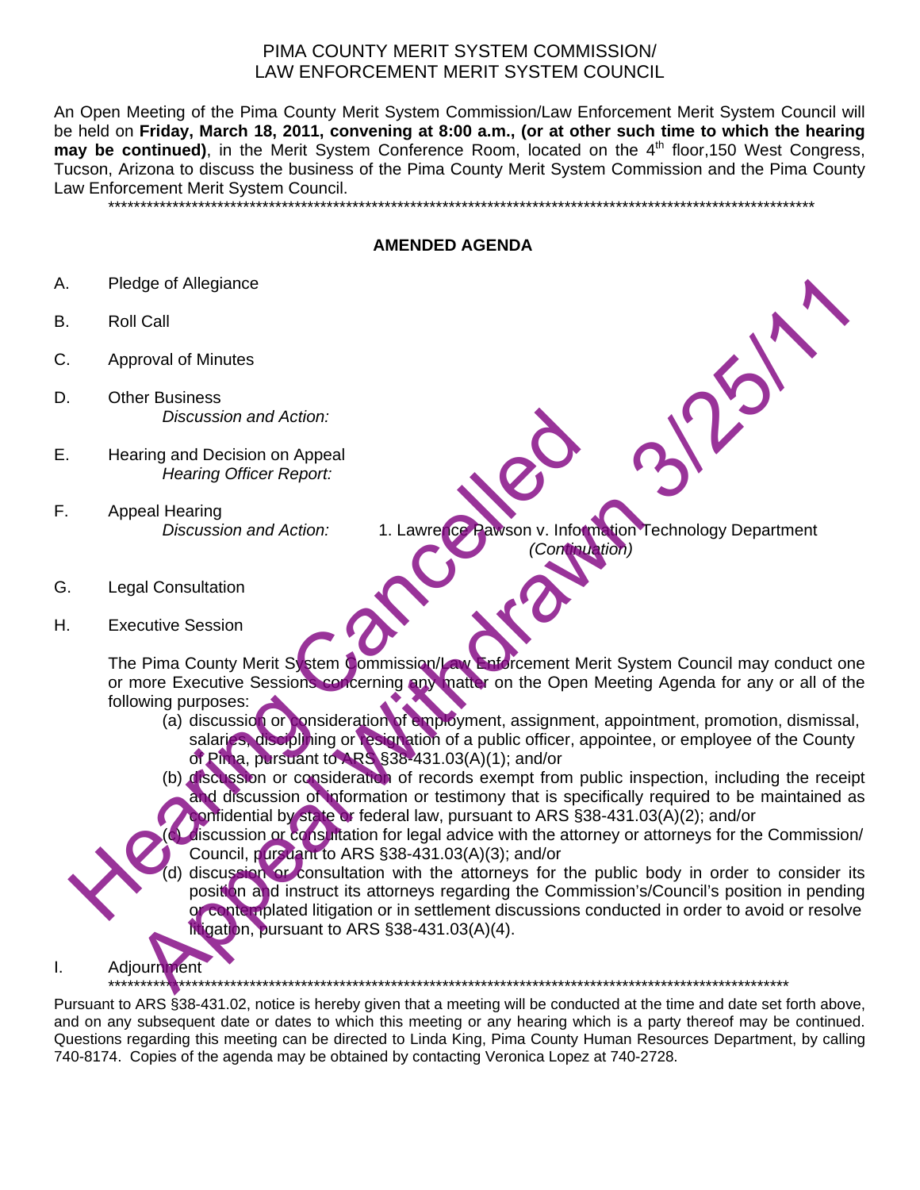# PIMA COUNTY MERIT SYSTEM COMMISSION/ LAW ENFORCEMENT MERIT SYSTEM COUNCIL

An Open Meeting of the Pima County Merit System Commission/Law Enforcement Merit System Council will be held on **Friday, March 18, 2011, convening at 8:00 a.m., (or at other such time to which the hearing may be continued)**, in the Merit System Conference Room, located on the 4th floor,150 West Congress, Tucson, Arizona to discuss the business of the Pima County Merit System Commission and the Pima County Law Enforcement Merit System Council.

*****************************************************************************************************************

**Hearing Cancelled**

**Appeal Withdrawn 3/25/11**

## AMENDED AGENDA

A. Pledge of Allegiance

B. Roll Call

C. Approval of Minutes

D. Other Business
   *Discussion and Action:*

E. Hearing and Decision on Appeal
   *Hearing Officer Report:*

F. Appeal Hearing
   *Discussion and Action:* 1. Lawrence Pawson v. Information Technology Department *(Continuation)*

G. Legal Consultation

H. Executive Session

The Pima County Merit System Commission/Law Enforcement Merit System Council may conduct one or more Executive Sessions concerning any matter on the Open Meeting Agenda for any or all of the following purposes:

(a) discussion or consideration of employment, assignment, appointment, promotion, dismissal, salaries, disciplining or resignation of a public officer, appointee, or employee of the County of Pima, pursuant to ARS §38-431.03(A)(1); and/or

(b) discussion or consideration of records exempt from public inspection, including the receipt and discussion of information or testimony that is specifically required to be maintained as confidential by state or federal law, pursuant to ARS §38-431.03(A)(2); and/or

(c) discussion or consultation for legal advice with the attorney or attorneys for the Commission/ Council, pursuant to ARS §38-431.03(A)(3); and/or

(d) discussion or consultation with the attorneys for the public body in order to consider its position and instruct its attorneys regarding the Commission's/Council's position in pending or contemplated litigation or in settlement discussions conducted in order to avoid or resolve litigation, pursuant to ARS §38-431.03(A)(4).

I. Adjournment

*****************************************************************************************************************

Pursuant to ARS §38-431.02, notice is hereby given that a meeting will be conducted at the time and date set forth above, and on any subsequent date or dates to which this meeting or any hearing which is a party thereof may be continued. Questions regarding this meeting can be directed to Linda King, Pima County Human Resources Department, by calling 740-8174. Copies of the agenda may be obtained by contacting Veronica Lopez at 740-2728.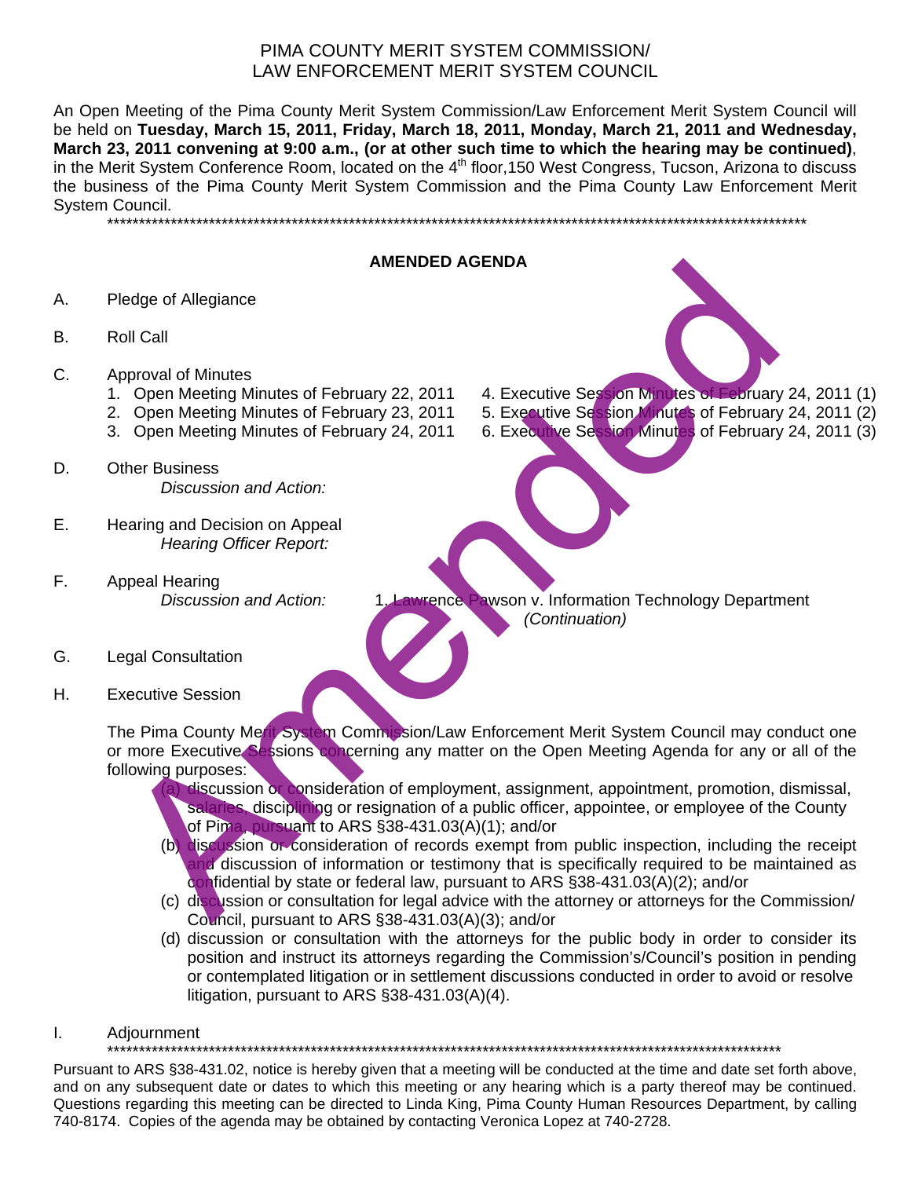# PIMA COUNTY MERIT SYSTEM COMMISSION/ LAW ENFORCEMENT MERIT SYSTEM COUNCIL

An Open Meeting of the Pima County Merit System Commission/Law Enforcement Merit System Council will be held on **Tuesday, March 15, 2011, Friday, March 18, 2011, Monday, March 21, 2011 and Wednesday, March 23, 2011 convening at 9:00 a.m., (or at other such time to which the hearing may be continued)**, in the Merit System Conference Room, located on the 4th floor,150 West Congress, Tucson, Arizona to discuss the business of the Pima County Merit System Commission and the Pima County Law Enforcement Merit System Council.

**************************************************************************************************************

## AMENDED AGENDA

A. Pledge of Allegiance

B. Roll Call

C. Approval of Minutes
1. Open Meeting Minutes of February 22, 2011
2. Open Meeting Minutes of February 23, 2011
3. Open Meeting Minutes of February 24, 2011
4. Executive Session Minutes of February 24, 2011 (1)
5. Executive Session Minutes of February 24, 2011 (2)
6. Executive Session Minutes of February 24, 2011 (3)

D. Other Business
*Discussion and Action:*

E. Hearing and Decision on Appeal
*Hearing Officer Report:*

F. Appeal Hearing
*Discussion and Action:* 1. Lawrence Pawson v. Information Technology Department *(Continuation)*

G. Legal Consultation

H. Executive Session

The Pima County Merit System Commission/Law Enforcement Merit System Council may conduct one or more Executive Sessions concerning any matter on the Open Meeting Agenda for any or all of the following purposes:

(a) discussion or consideration of employment, assignment, appointment, promotion, dismissal, salaries, disciplining or resignation of a public officer, appointee, or employee of the County of Pima, pursuant to ARS §38-431.03(A)(1); and/or

(b) discussion or consideration of records exempt from public inspection, including the receipt and discussion of information or testimony that is specifically required to be maintained as confidential by state or federal law, pursuant to ARS §38-431.03(A)(2); and/or

(c) discussion or consultation for legal advice with the attorney or attorneys for the Commission/ Council, pursuant to ARS §38-431.03(A)(3); and/or

(d) discussion or consultation with the attorneys for the public body in order to consider its position and instruct its attorneys regarding the Commission's/Council's position in pending or contemplated litigation or in settlement discussions conducted in order to avoid or resolve litigation, pursuant to ARS §38-431.03(A)(4).

I. Adjournment

**************************************************************************************************************

Pursuant to ARS §38-431.02, notice is hereby given that a meeting will be conducted at the time and date set forth above, and on any subsequent date or dates to which this meeting or any hearing which is a party thereof may be continued. Questions regarding this meeting can be directed to Linda King, Pima County Human Resources Department, by calling 740-8174. Copies of the agenda may be obtained by contacting Veronica Lopez at 740-2728.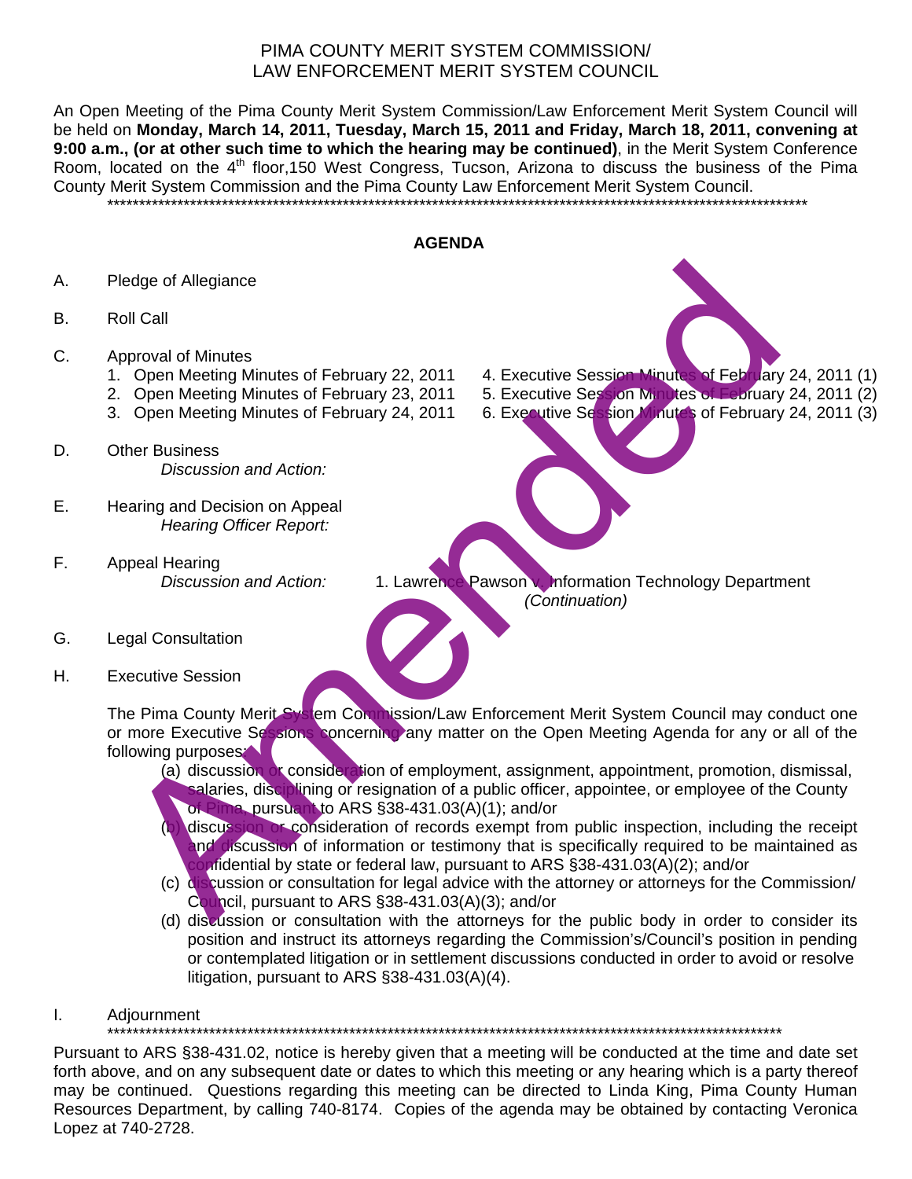PIMA COUNTY MERIT SYSTEM COMMISSION/
LAW ENFORCEMENT MERIT SYSTEM COUNCIL

An Open Meeting of the Pima County Merit System Commission/Law Enforcement Merit System Council will be held on **Monday, March 14, 2011, Tuesday, March 15, 2011 and Friday, March 18, 2011, convening at 9:00 a.m., (or at other such time to which the hearing may be continued)**, in the Merit System Conference Room, located on the 4th floor,150 West Congress, Tucson, Arizona to discuss the business of the Pima County Merit System Commission and the Pima County Law Enforcement Merit System Council.

\*\*\*\*\*\*\*\*\*\*\*\*\*\*\*\*\*\*\*\*\*\*\*\*\*\*\*\*\*\*\*\*\*\*\*\*\*\*\*\*\*\*\*\*\*\*\*\*\*\*\*\*\*\*\*\*\*\*\*\*\*\*\*\*\*\*\*\*\*\*\*\*\*\*\*\*\*\*\*\*\*\*\*\*\*\*\*\*\*\*\*\*\*\*\*\*\*\*\*\*\*\*\*\*\*\*\*\*\*\*\*\*

**AGENDA**

Amended

A. Pledge of Allegiance

B. Roll Call

C. Approval of Minutes
   1. Open Meeting Minutes of February 22, 2011
   2. Open Meeting Minutes of February 23, 2011
   3. Open Meeting Minutes of February 24, 2011
   4. Executive Session Minutes of February 24, 2011 (1)
   5. Executive Session Minutes of February 24, 2011 (2)
   6. Executive Session Minutes of February 24, 2011 (3)

D. Other Business
   *Discussion and Action:*

E. Hearing and Decision on Appeal
   *Hearing Officer Report:*

F. Appeal Hearing
   *Discussion and Action:* 1. Lawrence Pawson v. Information Technology Department *(Continuation)*

G. Legal Consultation

H. Executive Session

The Pima County Merit System Commission/Law Enforcement Merit System Council may conduct one or more Executive Sessions concerning any matter on the Open Meeting Agenda for any or all of the following purposes:

(a) discussion or consideration of employment, assignment, appointment, promotion, dismissal, salaries, disciplining or resignation of a public officer, appointee, or employee of the County of Pima, pursuant to ARS §38-431.03(A)(1); and/or
(b) discussion or consideration of records exempt from public inspection, including the receipt and discussion of information or testimony that is specifically required to be maintained as confidential by state or federal law, pursuant to ARS §38-431.03(A)(2); and/or
(c) discussion or consultation for legal advice with the attorney or attorneys for the Commission/Council, pursuant to ARS §38-431.03(A)(3); and/or
(d) discussion or consultation with the attorneys for the public body in order to consider its position and instruct its attorneys regarding the Commission's/Council's position in pending or contemplated litigation or in settlement discussions conducted in order to avoid or resolve litigation, pursuant to ARS §38-431.03(A)(4).

I. Adjournment

\*\*\*\*\*\*\*\*\*\*\*\*\*\*\*\*\*\*\*\*\*\*\*\*\*\*\*\*\*\*\*\*\*\*\*\*\*\*\*\*\*\*\*\*\*\*\*\*\*\*\*\*\*\*\*\*\*\*\*\*\*\*\*\*\*\*\*\*\*\*\*\*\*\*\*\*\*\*\*\*\*\*\*\*\*\*\*\*\*\*\*\*\*\*\*\*\*\*\*\*\*\*\*\*\*\*\*\*\*\*

Pursuant to ARS §38-431.02, notice is hereby given that a meeting will be conducted at the time and date set forth above, and on any subsequent date or dates to which this meeting or any hearing which is a party thereof may be continued. Questions regarding this meeting can be directed to Linda King, Pima County Human Resources Department, by calling 740-8174. Copies of the agenda may be obtained by contacting Veronica Lopez at 740-2728.